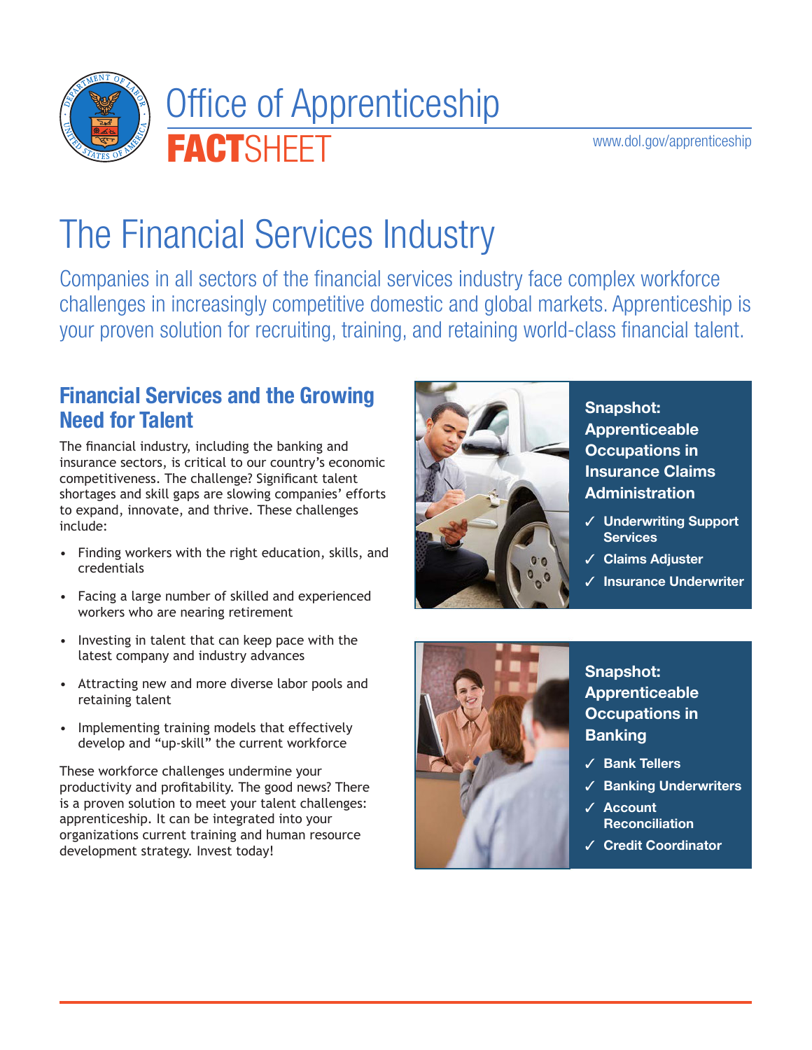# Office of Apprenticeship

**FACT**SHEET

www.dol.gov/apprenticeship

# The Financial Services Industry

Companies in all sectors of the financial services industry face complex workforce challenges in increasingly competitive domestic and global markets. Apprenticeship is your proven solution for recruiting, training, and retaining world-class financial talent.

## Financial Services and the Growing Need for Talent

The financial industry, including the banking and insurance sectors, is critical to our country's economic competitiveness. The challenge? Significant talent shortages and skill gaps are slowing companies' efforts to expand, innovate, and thrive. These challenges include:

- Finding workers with the right education, skills, and credentials
- Facing a large number of skilled and experienced workers who are nearing retirement
- Investing in talent that can keep pace with the latest company and industry advances
- Attracting new and more diverse labor pools and retaining talent
- Implementing training models that effectively develop and "up-skill" the current workforce

These workforce challenges undermine your productivity and profitability. The good news? There is a proven solution to meet your talent challenges: apprenticeship. It can be integrated into your organizations current training and human resource development strategy. Invest today!

### Snapshot: Apprenticeable Occupations in Insurance Claims Administration

- ✓ Underwriting Support Services
- ✓ Claims Adjuster
- ✓ Insurance Underwriter

### Snapshot: Apprenticeable Occupations in Banking

- ✓ Bank Tellers
- ✓ Banking Underwriters
- ✓ Account Reconciliation
- ✓ Credit Coordinator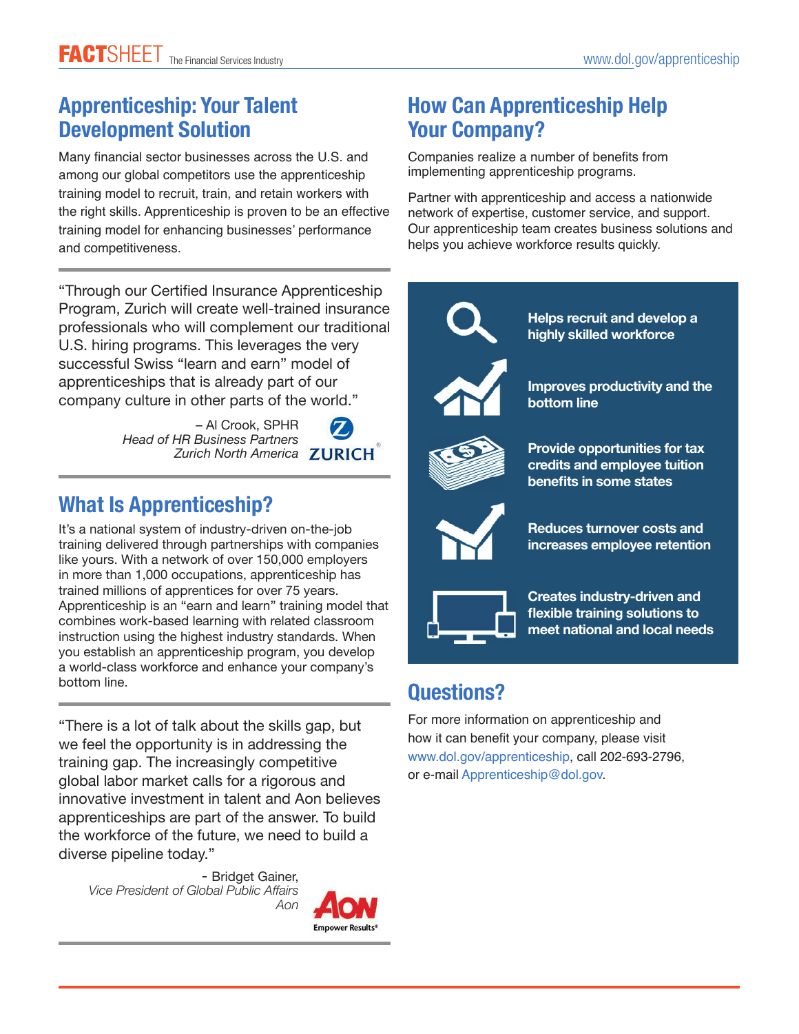## Apprenticeship: Your Talent Development Solution

Many financial sector businesses across the U.S. and among our global competitors use the apprenticeship training model to recruit, train, and retain workers with the right skills. Apprenticeship is proven to be an effective training model for enhancing businesses' performance and competitiveness.

"Through our Certified Insurance Apprenticeship Program, Zurich will create well-trained insurance professionals who will complement our traditional U.S. hiring programs. This leverages the very successful Swiss "learn and earn" model of apprenticeships that is already part of our company culture in other parts of the world."

– Al Crook, SPHR
*Head of HR Business Partners*
*Zurich North America*

## What Is Apprenticeship?

It's a national system of industry-driven on-the-job training delivered through partnerships with companies like yours. With a network of over 150,000 employers in more than 1,000 occupations, apprenticeship has trained millions of apprentices for over 75 years. Apprenticeship is an "earn and learn" training model that combines work-based learning with related classroom instruction using the highest industry standards. When you establish an apprenticeship program, you develop a world-class workforce and enhance your company's bottom line.

"There is a lot of talk about the skills gap, but we feel the opportunity is in addressing the training gap. The increasingly competitive global labor market calls for a rigorous and innovative investment in talent and Aon believes apprenticeships are part of the answer. To build the workforce of the future, we need to build a diverse pipeline today."

- Bridget Gainer,
*Vice President of Global Public Affairs*
*Aon*

## How Can Apprenticeship Help Your Company?

Companies realize a number of benefits from implementing apprenticeship programs.

Partner with apprenticeship and access a nationwide network of expertise, customer service, and support. Our apprenticeship team creates business solutions and helps you achieve workforce results quickly.

- **Helps recruit and develop a highly skilled workforce**
- **Improves productivity and the bottom line**
- **Provide opportunities for tax credits and employee tuition benefits in some states**
- **Reduces turnover costs and increases employee retention**
- **Creates industry-driven and flexible training solutions to meet national and local needs**

## Questions?

For more information on apprenticeship and how it can benefit your company, please visit www.dol.gov/apprenticeship, call 202-693-2796, or e-mail Apprenticeship@dol.gov.